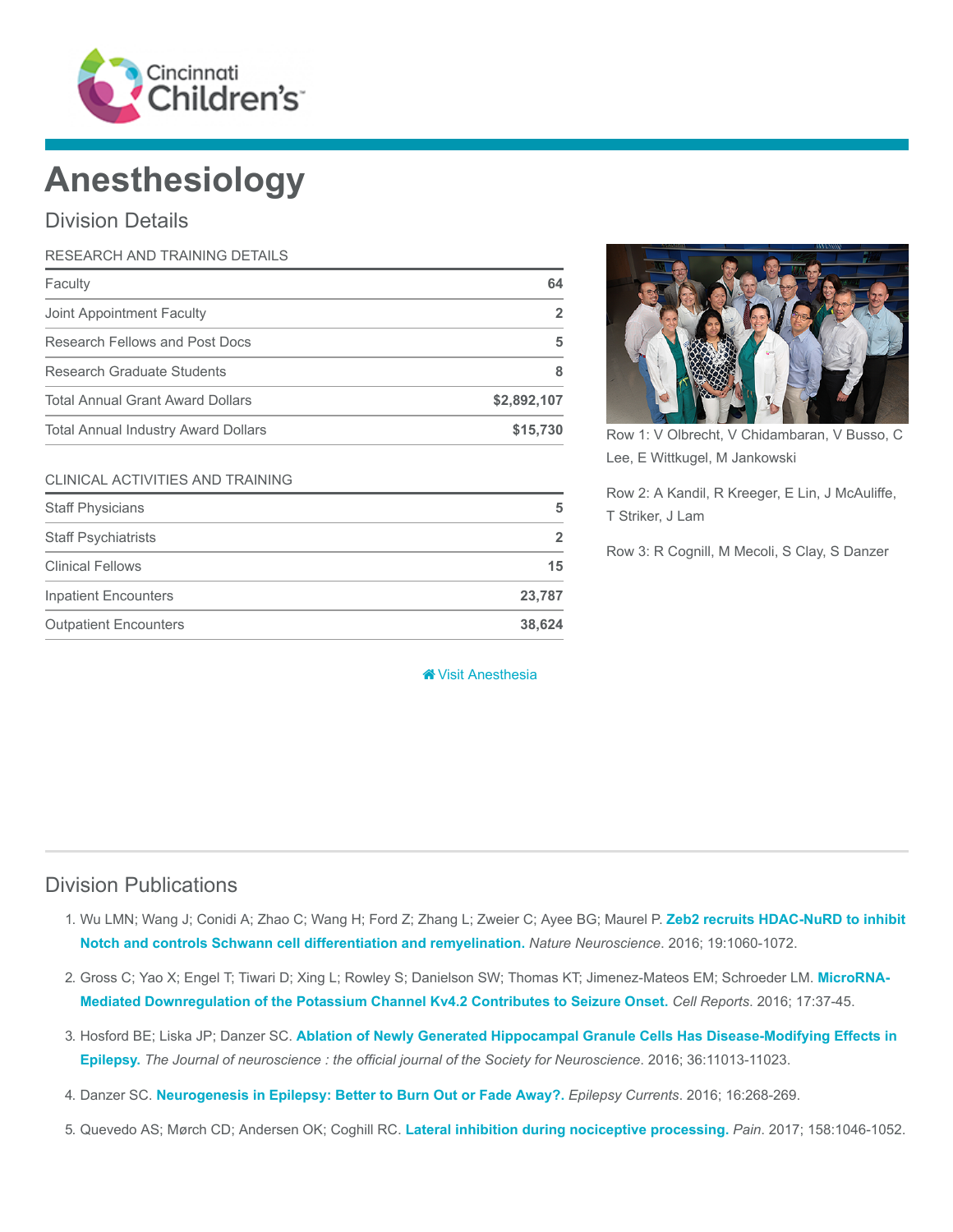# Anesthesiology

## Division Details

| RESEARCH AND TRAINING DETAILS | |
|---|---|
| Faculty | 64 |
| Joint Appointment Faculty | 2 |
| Research Fellows and Post Docs | 5 |
| Research Graduate Students | 8 |
| Total Annual Grant Award Dollars | $2,892,107 |
| Total Annual Industry Award Dollars | $15,730 |

| CLINICAL ACTIVITIES AND TRAINING | |
|---|---|
| Staff Physicians | 5 |
| Staff Psychiatrists | 2 |
| Clinical Fellows | 15 |
| Inpatient Encounters | 23,787 |
| Outpatient Encounters | 38,624 |

Row 1: V Olbrecht, V Chidambaran, V Busso, C Lee, E Wittkugel, M Jankowski

Row 2: A Kandil, R Kreeger, E Lin, J McAuliffe, T Striker, J Lam

Row 3: R Cognill, M Mecoli, S Clay, S Danzer

Visit Anesthesia

## Division Publications

1. Wu LMN; Wang J; Conidi A; Zhao C; Wang H; Ford Z; Zhang L; Zweier C; Ayee BG; Maurel P. **Zeb2 recruits HDAC-NuRD to inhibit Notch and controls Schwann cell differentiation and remyelination.** *Nature Neuroscience*. 2016; 19:1060-1072.
2. Gross C; Yao X; Engel T; Tiwari D; Xing L; Rowley S; Danielson SW; Thomas KT; Jimenez-Mateos EM; Schroeder LM. **MicroRNA-Mediated Downregulation of the Potassium Channel Kv4.2 Contributes to Seizure Onset.** *Cell Reports*. 2016; 17:37-45.
3. Hosford BE; Liska JP; Danzer SC. **Ablation of Newly Generated Hippocampal Granule Cells Has Disease-Modifying Effects in Epilepsy.** *The Journal of neuroscience : the official journal of the Society for Neuroscience*. 2016; 36:11013-11023.
4. Danzer SC. **Neurogenesis in Epilepsy: Better to Burn Out or Fade Away?.** *Epilepsy Currents*. 2016; 16:268-269.
5. Quevedo AS; Mørch CD; Andersen OK; Coghill RC. **Lateral inhibition during nociceptive processing.** *Pain*. 2017; 158:1046-1052.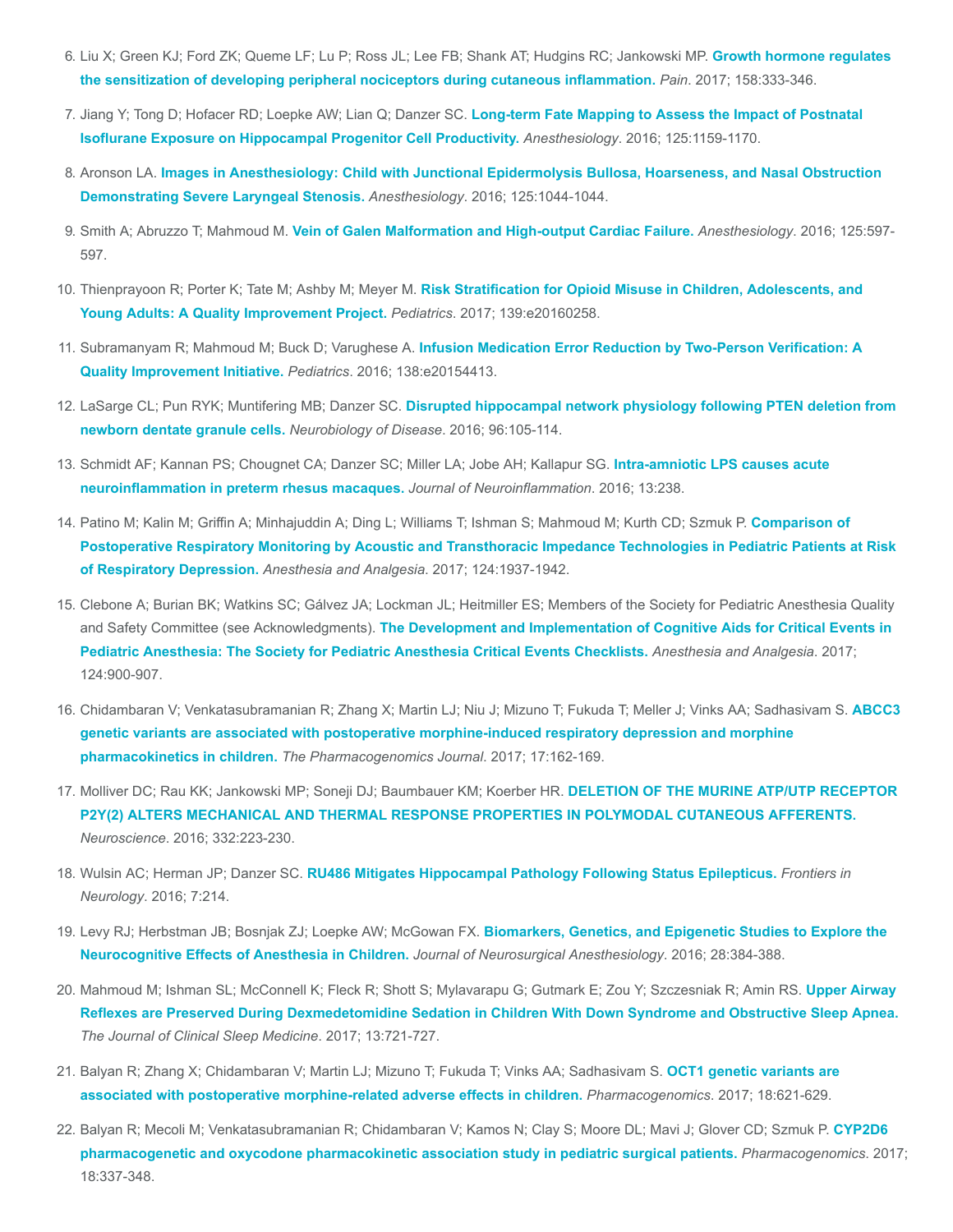6. Liu X; Green KJ; Ford ZK; Queme LF; Lu P; Ross JL; Lee FB; Shank AT; Hudgins RC; Jankowski MP. **Growth hormone regulates the sensitization of developing peripheral nociceptors during cutaneous inflammation.** *Pain*. 2017; 158:333-346.

7. Jiang Y; Tong D; Hofacer RD; Loepke AW; Lian Q; Danzer SC. **Long-term Fate Mapping to Assess the Impact of Postnatal Isoflurane Exposure on Hippocampal Progenitor Cell Productivity.** *Anesthesiology*. 2016; 125:1159-1170.

8. Aronson LA. **Images in Anesthesiology: Child with Junctional Epidermolysis Bullosa, Hoarseness, and Nasal Obstruction Demonstrating Severe Laryngeal Stenosis.** *Anesthesiology*. 2016; 125:1044-1044.

9. Smith A; Abruzzo T; Mahmoud M. **Vein of Galen Malformation and High-output Cardiac Failure.** *Anesthesiology*. 2016; 125:597-597.

10. Thienprayoon R; Porter K; Tate M; Ashby M; Meyer M. **Risk Stratification for Opioid Misuse in Children, Adolescents, and Young Adults: A Quality Improvement Project.** *Pediatrics*. 2017; 139:e20160258.

11. Subramanyam R; Mahmoud M; Buck D; Varughese A. **Infusion Medication Error Reduction by Two-Person Verification: A Quality Improvement Initiative.** *Pediatrics*. 2016; 138:e20154413.

12. LaSarge CL; Pun RYK; Muntifering MB; Danzer SC. **Disrupted hippocampal network physiology following PTEN deletion from newborn dentate granule cells.** *Neurobiology of Disease*. 2016; 96:105-114.

13. Schmidt AF; Kannan PS; Chougnet CA; Danzer SC; Miller LA; Jobe AH; Kallapur SG. **Intra-amniotic LPS causes acute neuroinflammation in preterm rhesus macaques.** *Journal of Neuroinflammation*. 2016; 13:238.

14. Patino M; Kalin M; Griffin A; Minhajuddin A; Ding L; Williams T; Ishman S; Mahmoud M; Kurth CD; Szmuk P. **Comparison of Postoperative Respiratory Monitoring by Acoustic and Transthoracic Impedance Technologies in Pediatric Patients at Risk of Respiratory Depression.** *Anesthesia and Analgesia*. 2017; 124:1937-1942.

15. Clebone A; Burian BK; Watkins SC; Gálvez JA; Lockman JL; Heitmiller ES; Members of the Society for Pediatric Anesthesia Quality and Safety Committee (see Acknowledgments). **The Development and Implementation of Cognitive Aids for Critical Events in Pediatric Anesthesia: The Society for Pediatric Anesthesia Critical Events Checklists.** *Anesthesia and Analgesia*. 2017; 124:900-907.

16. Chidambaran V; Venkatasubramanian R; Zhang X; Martin LJ; Niu J; Mizuno T; Fukuda T; Meller J; Vinks AA; Sadhasivam S. **ABCC3 genetic variants are associated with postoperative morphine-induced respiratory depression and morphine pharmacokinetics in children.** *The Pharmacogenomics Journal*. 2017; 17:162-169.

17. Molliver DC; Rau KK; Jankowski MP; Soneji DJ; Baumbauer KM; Koerber HR. **DELETION OF THE MURINE ATP/UTP RECEPTOR P2Y(2) ALTERS MECHANICAL AND THERMAL RESPONSE PROPERTIES IN POLYMODAL CUTANEOUS AFFERENTS.** *Neuroscience*. 2016; 332:223-230.

18. Wulsin AC; Herman JP; Danzer SC. **RU486 Mitigates Hippocampal Pathology Following Status Epilepticus.** *Frontiers in Neurology*. 2016; 7:214.

19. Levy RJ; Herbstman JB; Bosnjak ZJ; Loepke AW; McGowan FX. **Biomarkers, Genetics, and Epigenetic Studies to Explore the Neurocognitive Effects of Anesthesia in Children.** *Journal of Neurosurgical Anesthesiology*. 2016; 28:384-388.

20. Mahmoud M; Ishman SL; McConnell K; Fleck R; Shott S; Mylavarapu G; Gutmark E; Zou Y; Szczesniak R; Amin RS. **Upper Airway Reflexes are Preserved During Dexmedetomidine Sedation in Children With Down Syndrome and Obstructive Sleep Apnea.** *The Journal of Clinical Sleep Medicine*. 2017; 13:721-727.

21. Balyan R; Zhang X; Chidambaran V; Martin LJ; Mizuno T; Fukuda T; Vinks AA; Sadhasivam S. **OCT1 genetic variants are associated with postoperative morphine-related adverse effects in children.** *Pharmacogenomics*. 2017; 18:621-629.

22. Balyan R; Mecoli M; Venkatasubramanian R; Chidambaran V; Kamos N; Clay S; Moore DL; Mavi J; Glover CD; Szmuk P. **CYP2D6 pharmacogenetic and oxycodone pharmacokinetic association study in pediatric surgical patients.** *Pharmacogenomics*. 2017; 18:337-348.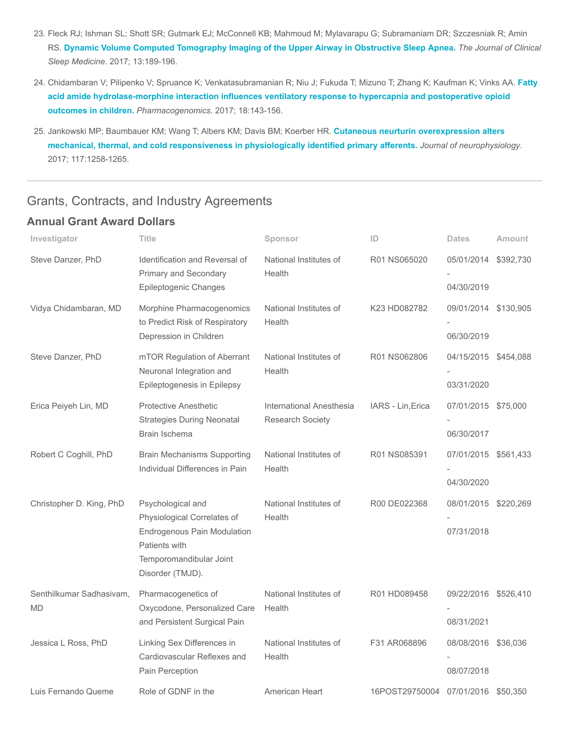23. Fleck RJ; Ishman SL; Shott SR; Gutmark EJ; McConnell KB; Mahmoud M; Mylavarapu G; Subramaniam DR; Szczesniak R; Amin RS. **Dynamic Volume Computed Tomography Imaging of the Upper Airway in Obstructive Sleep Apnea.** *The Journal of Clinical Sleep Medicine*. 2017; 13:189-196.

24. Chidambaran V; Pilipenko V; Spruance K; Venkatasubramanian R; Niu J; Fukuda T; Mizuno T; Zhang K; Kaufman K; Vinks AA. **Fatty acid amide hydrolase-morphine interaction influences ventilatory response to hypercapnia and postoperative opioid outcomes in children.** *Pharmacogenomics*. 2017; 18:143-156.

25. Jankowski MP; Baumbauer KM; Wang T; Albers KM; Davis BM; Koerber HR. **Cutaneous neurturin overexpression alters mechanical, thermal, and cold responsiveness in physiologically identified primary afferents.** *Journal of neurophysiology*. 2017; 117:1258-1265.

## Grants, Contracts, and Industry Agreements

### Annual Grant Award Dollars

| Investigator | Title | Sponsor | ID | Dates | Amount |
|---|---|---|---|---|---|
| Steve Danzer, PhD | Identification and Reversal of Primary and Secondary Epileptogenic Changes | National Institutes of Health | R01 NS065020 | 05/01/2014 - 04/30/2019 | $392,730 |
| Vidya Chidambaran, MD | Morphine Pharmacogenomics to Predict Risk of Respiratory Depression in Children | National Institutes of Health | K23 HD082782 | 09/01/2014 - 06/30/2019 | $130,905 |
| Steve Danzer, PhD | mTOR Regulation of Aberrant Neuronal Integration and Epileptogenesis in Epilepsy | National Institutes of Health | R01 NS062806 | 04/15/2015 - 03/31/2020 | $454,088 |
| Erica Peiyeh Lin, MD | Protective Anesthetic Strategies During Neonatal Brain Ischema | International Anesthesia Research Society | IARS - Lin,Erica | 07/01/2015 - 06/30/2017 | $75,000 |
| Robert C Coghill, PhD | Brain Mechanisms Supporting Individual Differences in Pain | National Institutes of Health | R01 NS085391 | 07/01/2015 - 04/30/2020 | $561,433 |
| Christopher D. King, PhD | Psychological and Physiological Correlates of Endrogenous Pain Modulation Patients with Temporomandibular Joint Disorder (TMJD). | National Institutes of Health | R00 DE022368 | 08/01/2015 - 07/31/2018 | $220,269 |
| Senthilkumar Sadhasivam, MD | Pharmacogenetics of Oxycodone, Personalized Care and Persistent Surgical Pain | National Institutes of Health | R01 HD089458 | 09/22/2016 - 08/31/2021 | $526,410 |
| Jessica L Ross, PhD | Linking Sex Differences in Cardiovascular Reflexes and Pain Perception | National Institutes of Health | F31 AR068896 | 08/08/2016 - 08/07/2018 | $36,036 |
| Luis Fernando Queme | Role of GDNF in the | American Heart | 16POST29750004 | 07/01/2016 | $50,350 |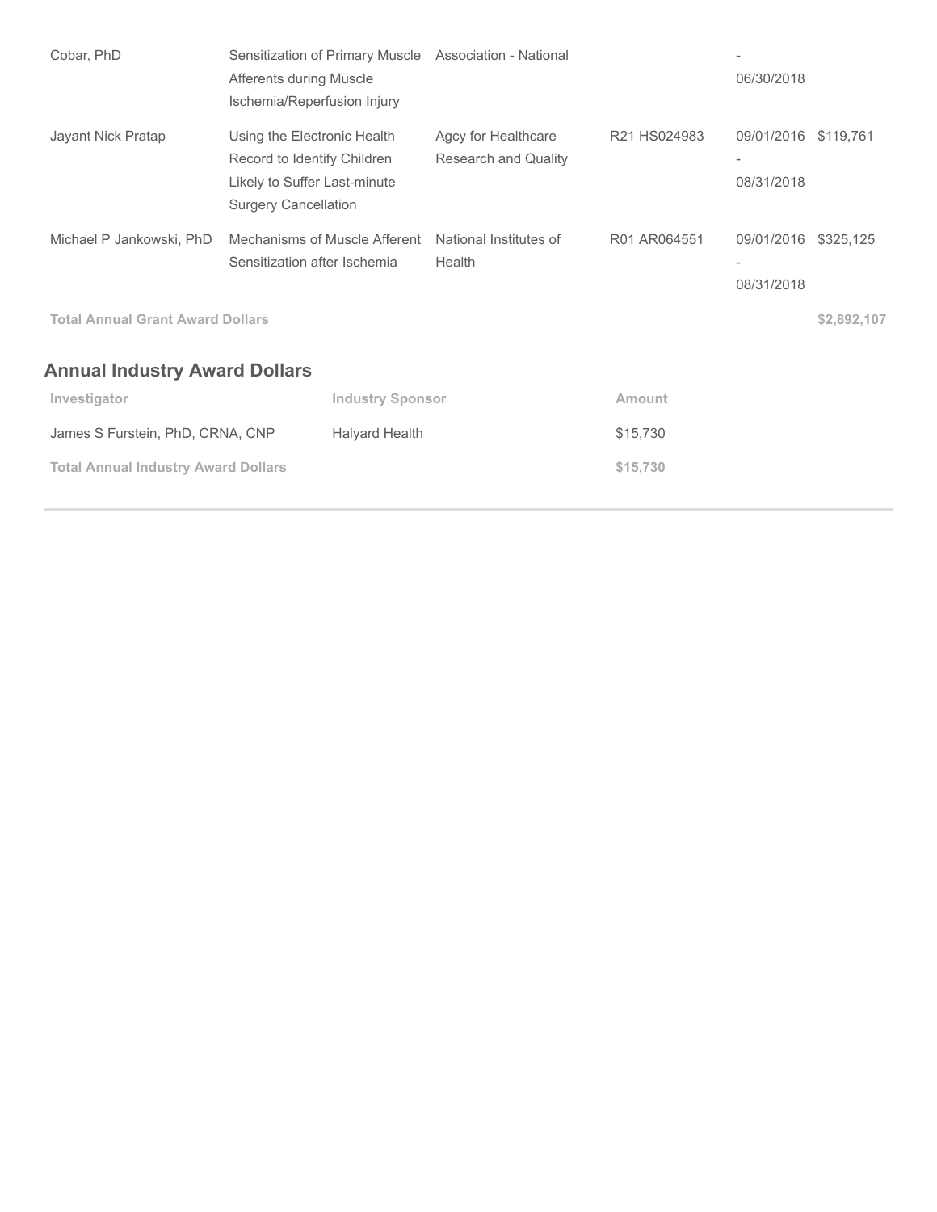| | | | | | |
|---|---|---|---|---|---|
| Cobar, PhD | Sensitization of Primary Muscle Afferents during Muscle Ischemia/Reperfusion Injury | Association - National | | - 06/30/2018 | |
| Jayant Nick Pratap | Using the Electronic Health Record to Identify Children Likely to Suffer Last-minute Surgery Cancellation | Agcy for Healthcare Research and Quality | R21 HS024983 | 09/01/2016 - 08/31/2018 | $119,761 |
| Michael P Jankowski, PhD | Mechanisms of Muscle Afferent Sensitization after Ischemia | National Institutes of Health | R01 AR064551 | 09/01/2016 - 08/31/2018 | $325,125 |
| **Total Annual Grant Award Dollars** | | | | | **$2,892,107** |

## Annual Industry Award Dollars

| Investigator | Industry Sponsor | Amount |
|---|---|---|
| James S Furstein, PhD, CRNA, CNP | Halyard Health | $15,730 |
| **Total Annual Industry Award Dollars** | | **$15,730** |